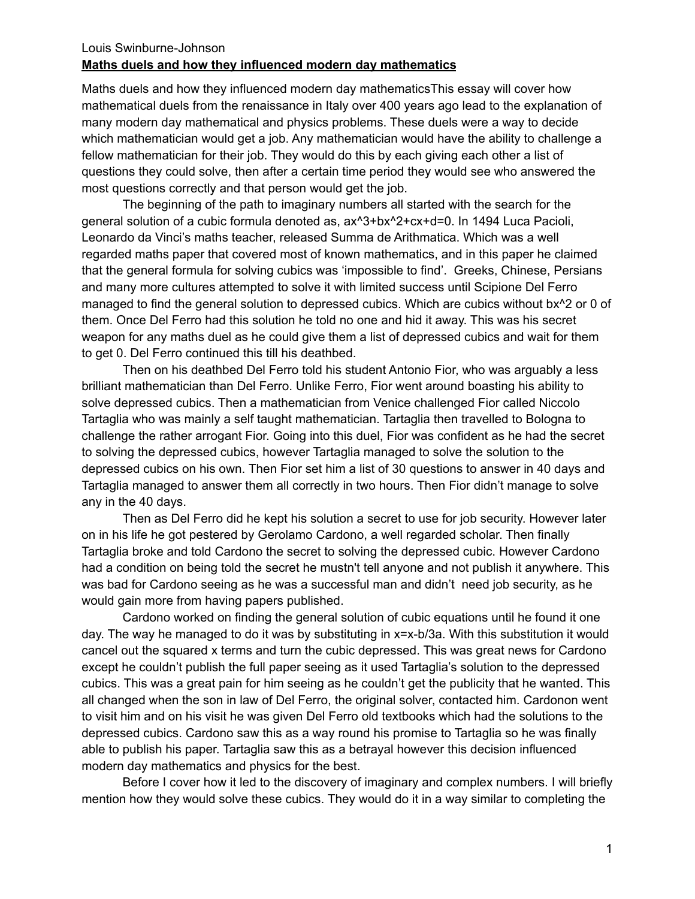Louis Swinburne-Johnson

**Maths duels and how they influenced modern day mathematics**

Maths duels and how they influenced modern day mathematicsThis essay will cover how mathematical duels from the renaissance in Italy over 400 years ago lead to the explanation of many modern day mathematical and physics problems. These duels were a way to decide which mathematician would get a job. Any mathematician would have the ability to challenge a fellow mathematician for their job. They would do this by each giving each other a list of questions they could solve, then after a certain time period they would see who answered the most questions correctly and that person would get the job.

The beginning of the path to imaginary numbers all started with the search for the general solution of a cubic formula denoted as, $ax^3+bx^2+cx+d=0$. In 1494 Luca Pacioli, Leonardo da Vinci's maths teacher, released Summa de Arithmatica. Which was a well regarded maths paper that covered most of known mathematics, and in this paper he claimed that the general formula for solving cubics was 'impossible to find'. Greeks, Chinese, Persians and many more cultures attempted to solve it with limited success until Scipione Del Ferro managed to find the general solution to depressed cubics. Which are cubics without $bx^2$ or 0 of them. Once Del Ferro had this solution he told no one and hid it away. This was his secret weapon for any maths duel as he could give them a list of depressed cubics and wait for them to get 0. Del Ferro continued this till his deathbed.

Then on his deathbed Del Ferro told his student Antonio Fior, who was arguably a less brilliant mathematician than Del Ferro. Unlike Ferro, Fior went around boasting his ability to solve depressed cubics. Then a mathematician from Venice challenged Fior called Niccolo Tartaglia who was mainly a self taught mathematician. Tartaglia then travelled to Bologna to challenge the rather arrogant Fior. Going into this duel, Fior was confident as he had the secret to solving the depressed cubics, however Tartaglia managed to solve the solution to the depressed cubics on his own. Then Fior set him a list of 30 questions to answer in 40 days and Tartaglia managed to answer them all correctly in two hours. Then Fior didn't manage to solve any in the 40 days.

Then as Del Ferro did he kept his solution a secret to use for job security. However later on in his life he got pestered by Gerolamo Cardono, a well regarded scholar. Then finally Tartaglia broke and told Cardono the secret to solving the depressed cubic. However Cardono had a condition on being told the secret he mustn't tell anyone and not publish it anywhere. This was bad for Cardono seeing as he was a successful man and didn't need job security, as he would gain more from having papers published.

Cardono worked on finding the general solution of cubic equations until he found it one day. The way he managed to do it was by substituting in $x=x-b/3a$. With this substitution it would cancel out the squared x terms and turn the cubic depressed. This was great news for Cardono except he couldn't publish the full paper seeing as it used Tartaglia's solution to the depressed cubics. This was a great pain for him seeing as he couldn't get the publicity that he wanted. This all changed when the son in law of Del Ferro, the original solver, contacted him. Cardonon went to visit him and on his visit he was given Del Ferro old textbooks which had the solutions to the depressed cubics. Cardono saw this as a way round his promise to Tartaglia so he was finally able to publish his paper. Tartaglia saw this as a betrayal however this decision influenced modern day mathematics and physics for the best.

Before I cover how it led to the discovery of imaginary and complex numbers. I will briefly mention how they would solve these cubics. They would do it in a way similar to completing the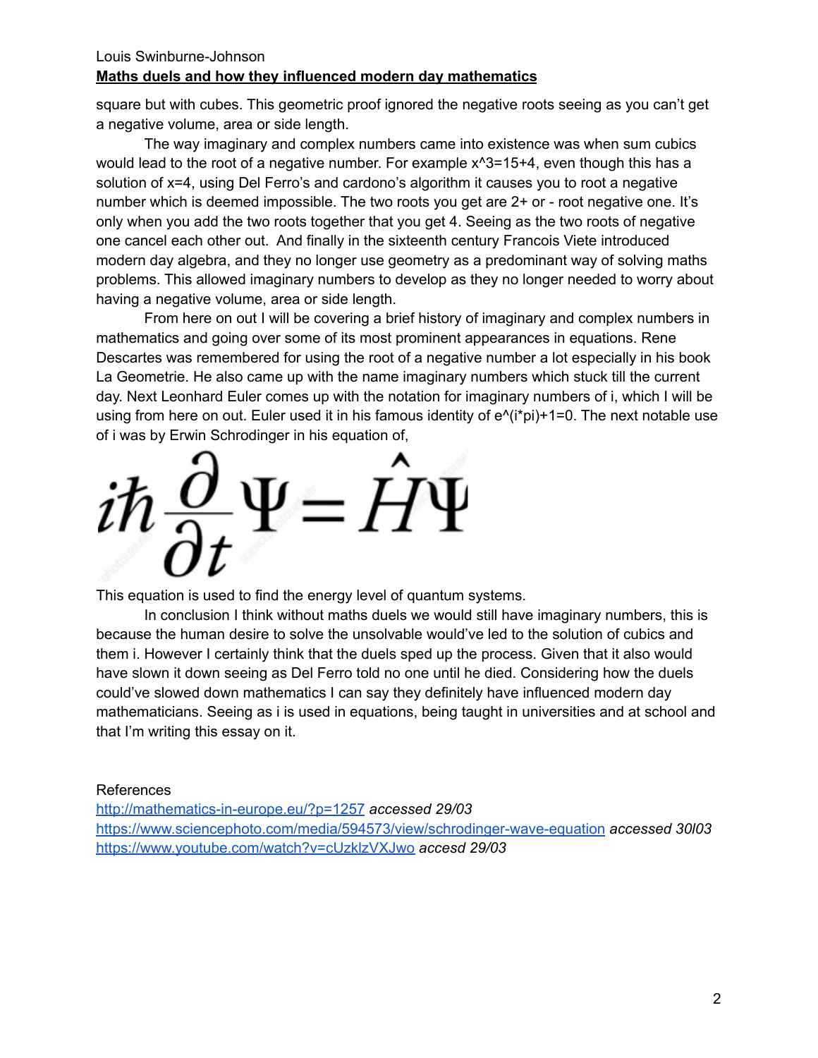square but with cubes. This geometric proof ignored the negative roots seeing as you can't get a negative volume, area or side length.

The way imaginary and complex numbers came into existence was when sum cubics would lead to the root of a negative number. For example x^3=15+4, even though this has a solution of x=4, using Del Ferro's and cardono's algorithm it causes you to root a negative number which is deemed impossible. The two roots you get are 2+ or - root negative one. It's only when you add the two roots together that you get 4. Seeing as the two roots of negative one cancel each other out. And finally in the sixteenth century Francois Viete introduced modern day algebra, and they no longer use geometry as a predominant way of solving maths problems. This allowed imaginary numbers to develop as they no longer needed to worry about having a negative volume, area or side length.

From here on out I will be covering a brief history of imaginary and complex numbers in mathematics and going over some of its most prominent appearances in equations. Rene Descartes was remembered for using the root of a negative number a lot especially in his book La Geometrie. He also came up with the name imaginary numbers which stuck till the current day. Next Leonhard Euler comes up with the notation for imaginary numbers of i, which I will be using from here on out. Euler used it in his famous identity of e^(i*pi)+1=0. The next notable use of i was by Erwin Schrodinger in his equation of,

$$i\hbar \frac{\partial}{\partial t}\Psi = \hat{H}\Psi$$

This equation is used to find the energy level of quantum systems.

In conclusion I think without maths duels we would still have imaginary numbers, this is because the human desire to solve the unsolvable would've led to the solution of cubics and them i. However I certainly think that the duels sped up the process. Given that it also would have slowed it down seeing as Del Ferro told no one until he died. Considering how the duels could've slowed down mathematics I can say they definitely have influenced modern day mathematicians. Seeing as i is used in equations, being taught in universities and at school and that I'm writing this essay on it.

References

http://mathematics-in-europe.eu/?p=1257 *accessed 29/03*

https://www.sciencephoto.com/media/594573/view/schrodinger-wave-equation *accessed 30/03*

https://www.youtube.com/watch?v=cUzklzVXJwo *accesd 29/03*